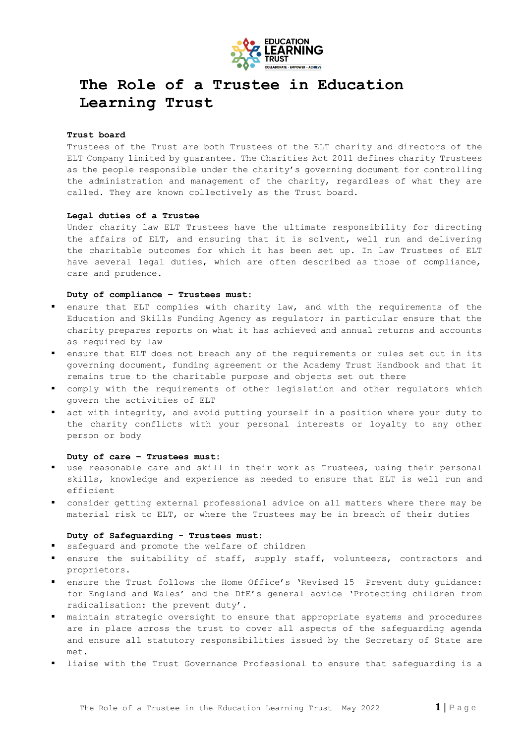# The Role of a Trustee in Education Learning Trust

**Trust board**

Trustees of the Trust are both Trustees of the ELT charity and directors of the ELT Company limited by guarantee. The Charities Act 2011 defines charity Trustees as the people responsible under the charity's governing document for controlling the administration and management of the charity, regardless of what they are called. They are known collectively as the Trust board.

**Legal duties of a Trustee**

Under charity law ELT Trustees have the ultimate responsibility for directing the affairs of ELT, and ensuring that it is solvent, well run and delivering the charitable outcomes for which it has been set up. In law Trustees of ELT have several legal duties, which are often described as those of compliance, care and prudence.

**Duty of compliance – Trustees must:**

- ensure that ELT complies with charity law, and with the requirements of the Education and Skills Funding Agency as regulator; in particular ensure that the charity prepares reports on what it has achieved and annual returns and accounts as required by law
- ensure that ELT does not breach any of the requirements or rules set out in its governing document, funding agreement or the Academy Trust Handbook and that it remains true to the charitable purpose and objects set out there
- comply with the requirements of other legislation and other regulators which govern the activities of ELT
- act with integrity, and avoid putting yourself in a position where your duty to the charity conflicts with your personal interests or loyalty to any other person or body

**Duty of care – Trustees must:**

- use reasonable care and skill in their work as Trustees, using their personal skills, knowledge and experience as needed to ensure that ELT is well run and efficient
- consider getting external professional advice on all matters where there may be material risk to ELT, or where the Trustees may be in breach of their duties

**Duty of Safeguarding - Trustees must:**

- safeguard and promote the welfare of children
- ensure the suitability of staff, supply staff, volunteers, contractors and proprietors.
- ensure the Trust follows the Home Office's 'Revised 15 Prevent duty guidance: for England and Wales' and the DfE's general advice 'Protecting children from radicalisation: the prevent duty'.
- maintain strategic oversight to ensure that appropriate systems and procedures are in place across the trust to cover all aspects of the safeguarding agenda and ensure all statutory responsibilities issued by the Secretary of State are met.
- liaise with the Trust Governance Professional to ensure that safeguarding is a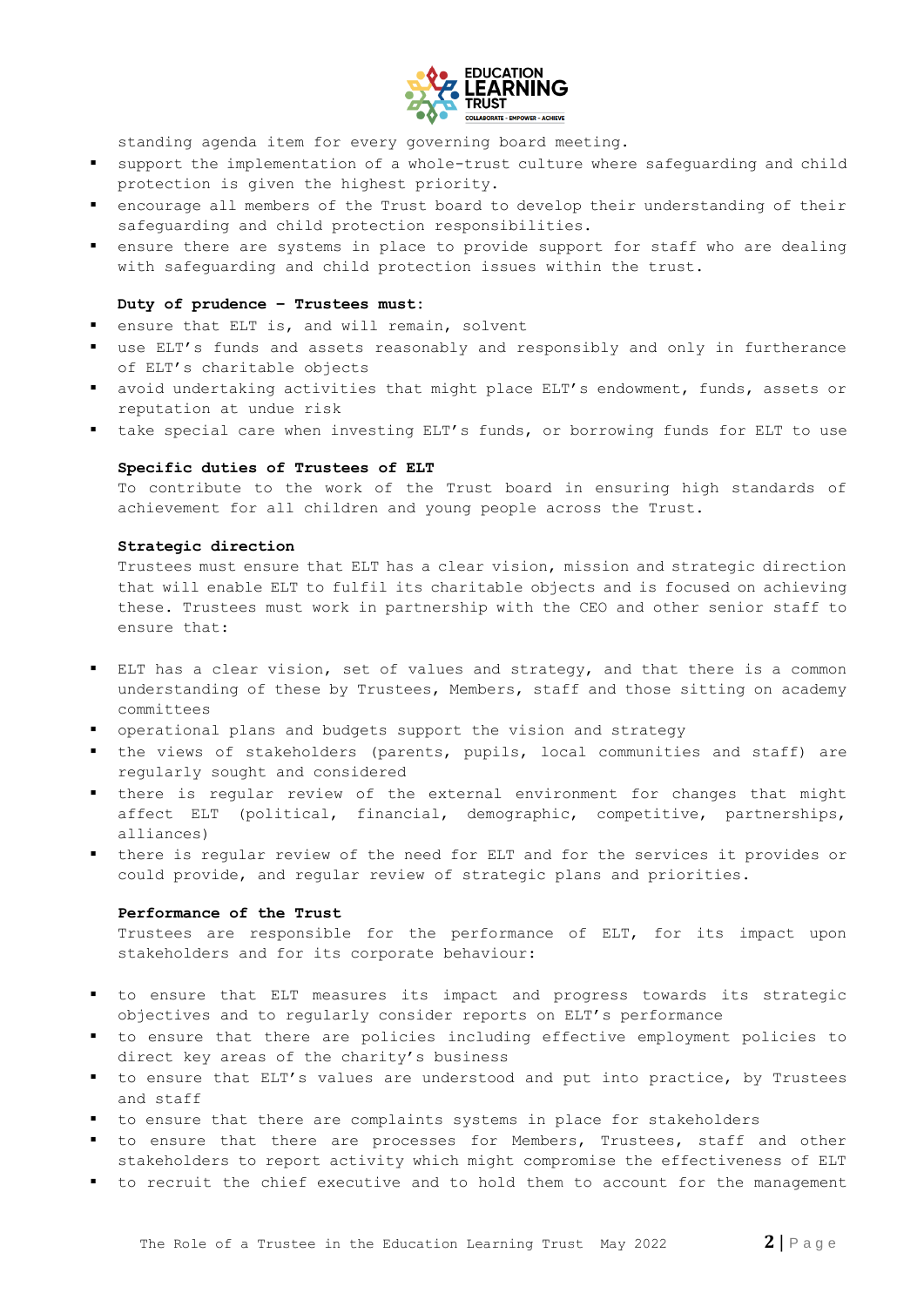standing agenda item for every governing board meeting.

- support the implementation of a whole-trust culture where safeguarding and child protection is given the highest priority.
- encourage all members of the Trust board to develop their understanding of their safeguarding and child protection responsibilities.
- ensure there are systems in place to provide support for staff who are dealing with safeguarding and child protection issues within the trust.

**Duty of prudence – Trustees must:**

- ensure that ELT is, and will remain, solvent
- use ELT's funds and assets reasonably and responsibly and only in furtherance of ELT's charitable objects
- avoid undertaking activities that might place ELT's endowment, funds, assets or reputation at undue risk
- take special care when investing ELT's funds, or borrowing funds for ELT to use

**Specific duties of Trustees of ELT**

To contribute to the work of the Trust board in ensuring high standards of achievement for all children and young people across the Trust.

**Strategic direction**

Trustees must ensure that ELT has a clear vision, mission and strategic direction that will enable ELT to fulfil its charitable objects and is focused on achieving these. Trustees must work in partnership with the CEO and other senior staff to ensure that:

- ELT has a clear vision, set of values and strategy, and that there is a common understanding of these by Trustees, Members, staff and those sitting on academy committees
- operational plans and budgets support the vision and strategy
- the views of stakeholders (parents, pupils, local communities and staff) are regularly sought and considered
- there is regular review of the external environment for changes that might affect ELT (political, financial, demographic, competitive, partnerships, alliances)
- there is regular review of the need for ELT and for the services it provides or could provide, and regular review of strategic plans and priorities.

**Performance of the Trust**

Trustees are responsible for the performance of ELT, for its impact upon stakeholders and for its corporate behaviour:

- to ensure that ELT measures its impact and progress towards its strategic objectives and to regularly consider reports on ELT's performance
- to ensure that there are policies including effective employment policies to direct key areas of the charity's business
- to ensure that ELT's values are understood and put into practice, by Trustees and staff
- to ensure that there are complaints systems in place for stakeholders
- to ensure that there are processes for Members, Trustees, staff and other stakeholders to report activity which might compromise the effectiveness of ELT
- to recruit the chief executive and to hold them to account for the management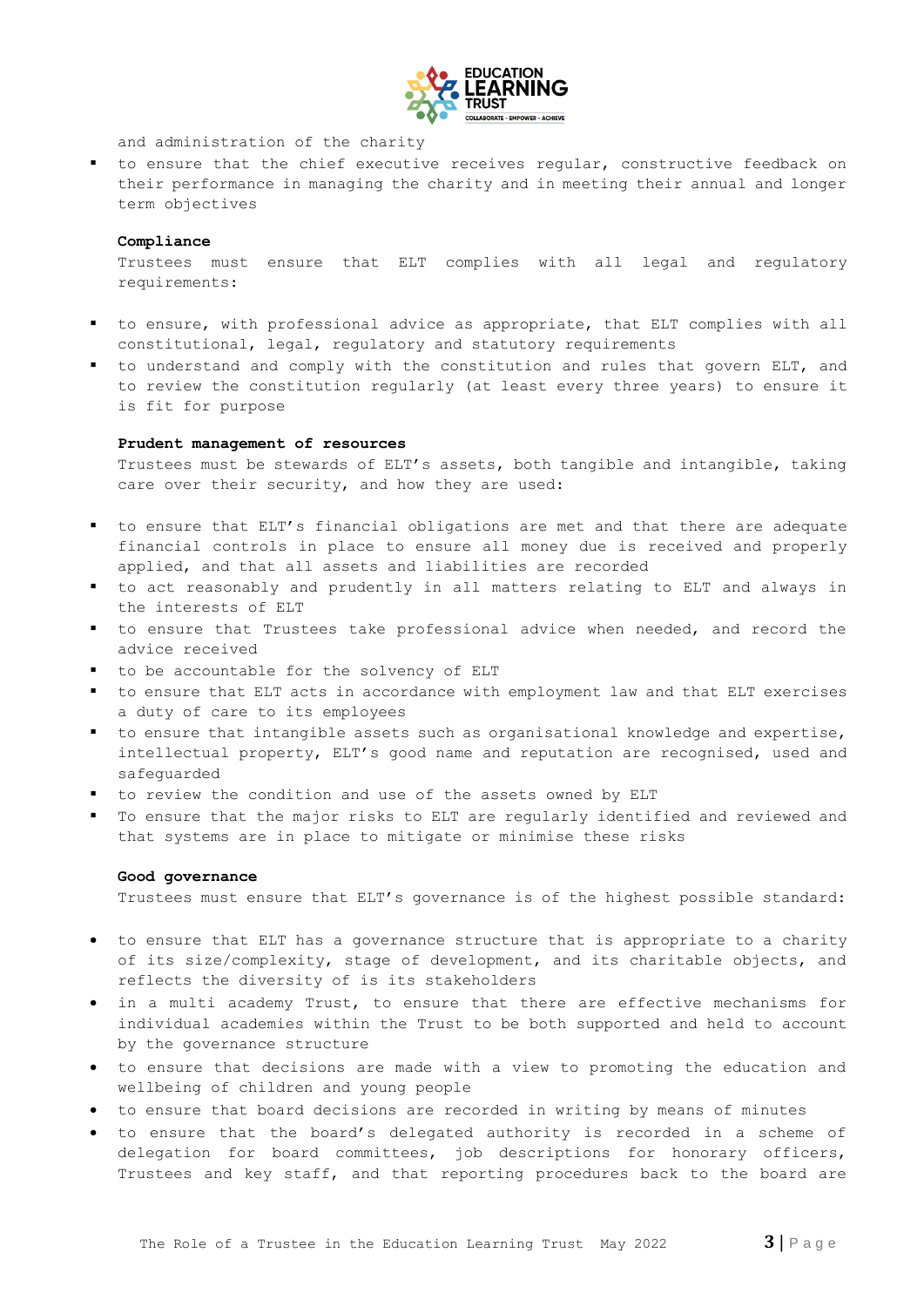and administration of the charity

- to ensure that the chief executive receives regular, constructive feedback on their performance in managing the charity and in meeting their annual and longer term objectives

**Compliance**

Trustees must ensure that ELT complies with all legal and regulatory requirements:

- to ensure, with professional advice as appropriate, that ELT complies with all constitutional, legal, regulatory and statutory requirements
- to understand and comply with the constitution and rules that govern ELT, and to review the constitution regularly (at least every three years) to ensure it is fit for purpose

**Prudent management of resources**

Trustees must be stewards of ELT's assets, both tangible and intangible, taking care over their security, and how they are used:

- to ensure that ELT's financial obligations are met and that there are adequate financial controls in place to ensure all money due is received and properly applied, and that all assets and liabilities are recorded
- to act reasonably and prudently in all matters relating to ELT and always in the interests of ELT
- to ensure that Trustees take professional advice when needed, and record the advice received
- to be accountable for the solvency of ELT
- to ensure that ELT acts in accordance with employment law and that ELT exercises a duty of care to its employees
- to ensure that intangible assets such as organisational knowledge and expertise, intellectual property, ELT's good name and reputation are recognised, used and safeguarded
- to review the condition and use of the assets owned by ELT
- To ensure that the major risks to ELT are regularly identified and reviewed and that systems are in place to mitigate or minimise these risks

**Good governance**

Trustees must ensure that ELT's governance is of the highest possible standard:

- to ensure that ELT has a governance structure that is appropriate to a charity of its size/complexity, stage of development, and its charitable objects, and reflects the diversity of is its stakeholders
- in a multi academy Trust, to ensure that there are effective mechanisms for individual academies within the Trust to be both supported and held to account by the governance structure
- to ensure that decisions are made with a view to promoting the education and wellbeing of children and young people
- to ensure that board decisions are recorded in writing by means of minutes
- to ensure that the board's delegated authority is recorded in a scheme of delegation for board committees, job descriptions for honorary officers, Trustees and key staff, and that reporting procedures back to the board are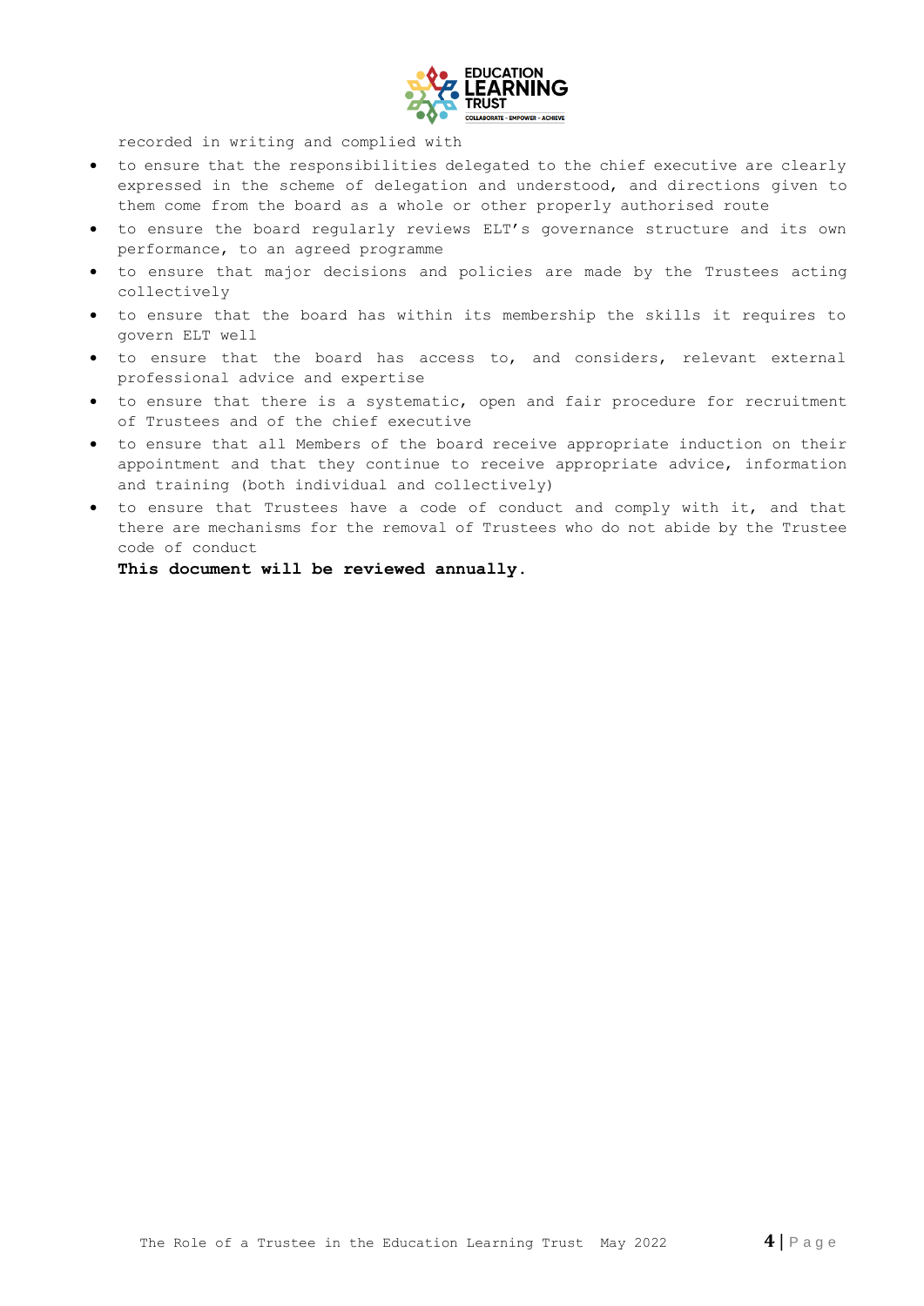recorded in writing and complied with

- to ensure that the responsibilities delegated to the chief executive are clearly expressed in the scheme of delegation and understood, and directions given to them come from the board as a whole or other properly authorised route
- to ensure the board regularly reviews ELT's governance structure and its own performance, to an agreed programme
- to ensure that major decisions and policies are made by the Trustees acting collectively
- to ensure that the board has within its membership the skills it requires to govern ELT well
- to ensure that the board has access to, and considers, relevant external professional advice and expertise
- to ensure that there is a systematic, open and fair procedure for recruitment of Trustees and of the chief executive
- to ensure that all Members of the board receive appropriate induction on their appointment and that they continue to receive appropriate advice, information and training (both individual and collectively)
- to ensure that Trustees have a code of conduct and comply with it, and that there are mechanisms for the removal of Trustees who do not abide by the Trustee code of conduct

**This document will be reviewed annually.**